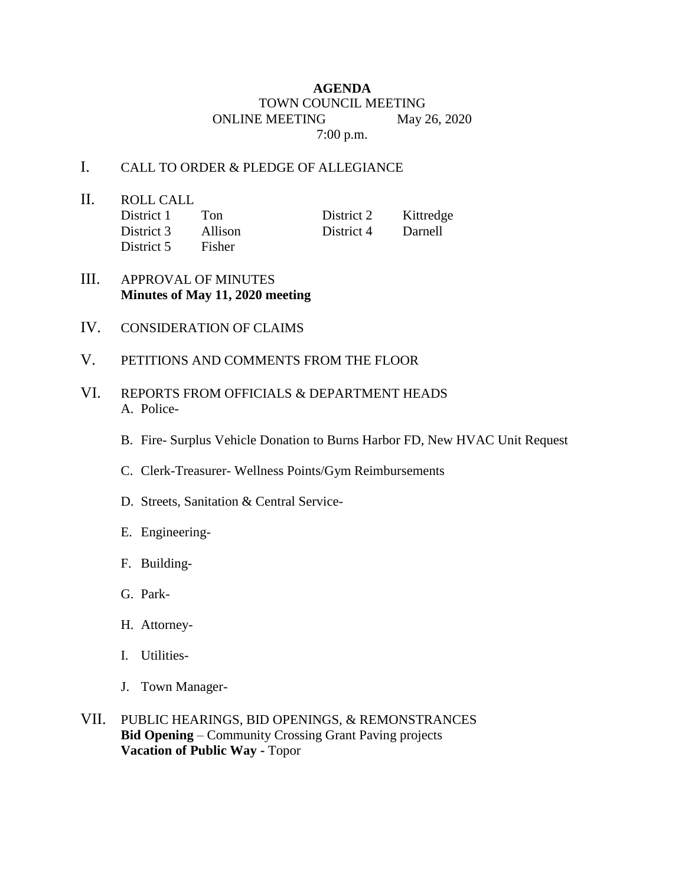# AGENDA

TOWN COUNCIL MEETING

ONLINE MEETING May 26, 2020

7:00 p.m.

I. CALL TO ORDER & PLEDGE OF ALLEGIANCE

II. ROLL CALL

| | | | |
|---|---|---|---|
| District 1 | Ton | District 2 | Kittredge |
| District 3 | Allison | District 4 | Darnell |
| District 5 | Fisher | | |

III. APPROVAL OF MINUTES
**Minutes of May 11, 2020 meeting**

IV. CONSIDERATION OF CLAIMS

V. PETITIONS AND COMMENTS FROM THE FLOOR

VI. REPORTS FROM OFFICIALS & DEPARTMENT HEADS

A. Police-

B. Fire- Surplus Vehicle Donation to Burns Harbor FD, New HVAC Unit Request

C. Clerk-Treasurer- Wellness Points/Gym Reimbursements

D. Streets, Sanitation & Central Service-

E. Engineering-

F. Building-

G. Park-

H. Attorney-

I. Utilities-

J. Town Manager-

VII. PUBLIC HEARINGS, BID OPENINGS, & REMONSTRANCES
**Bid Opening** – Community Crossing Grant Paving projects
**Vacation of Public Way -** Topor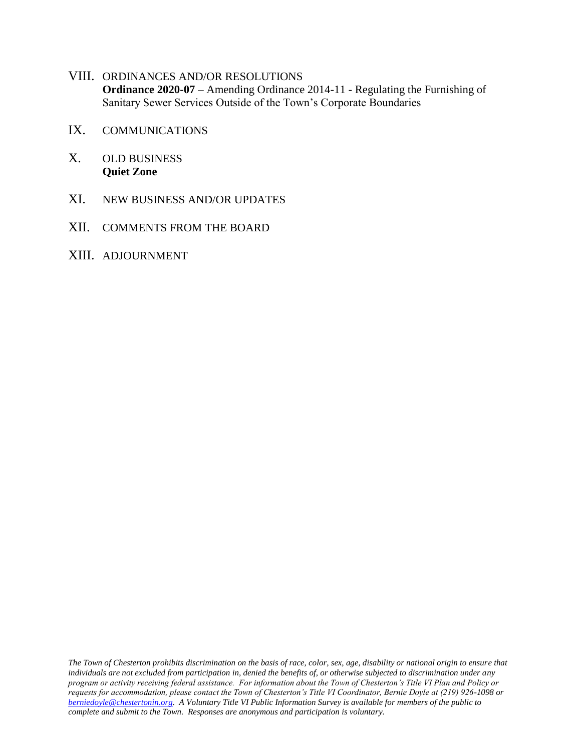VIII. ORDINANCES AND/OR RESOLUTIONS

**Ordinance 2020-07** – Amending Ordinance 2014-11 - Regulating the Furnishing of Sanitary Sewer Services Outside of the Town's Corporate Boundaries

IX. COMMUNICATIONS

X. OLD BUSINESS

**Quiet Zone**

XI. NEW BUSINESS AND/OR UPDATES

XII. COMMENTS FROM THE BOARD

XIII. ADJOURNMENT

*The Town of Chesterton prohibits discrimination on the basis of race, color, sex, age, disability or national origin to ensure that individuals are not excluded from participation in, denied the benefits of, or otherwise subjected to discrimination under any program or activity receiving federal assistance. For information about the Town of Chesterton's Title VI Plan and Policy or requests for accommodation, please contact the Town of Chesterton's Title VI Coordinator, Bernie Doyle at (219) 926-1098 or [berniedoyle@chestertonin.org](mailto:berniedoyle@chestertonin.org). A Voluntary Title VI Public Information Survey is available for members of the public to complete and submit to the Town. Responses are anonymous and participation is voluntary.*